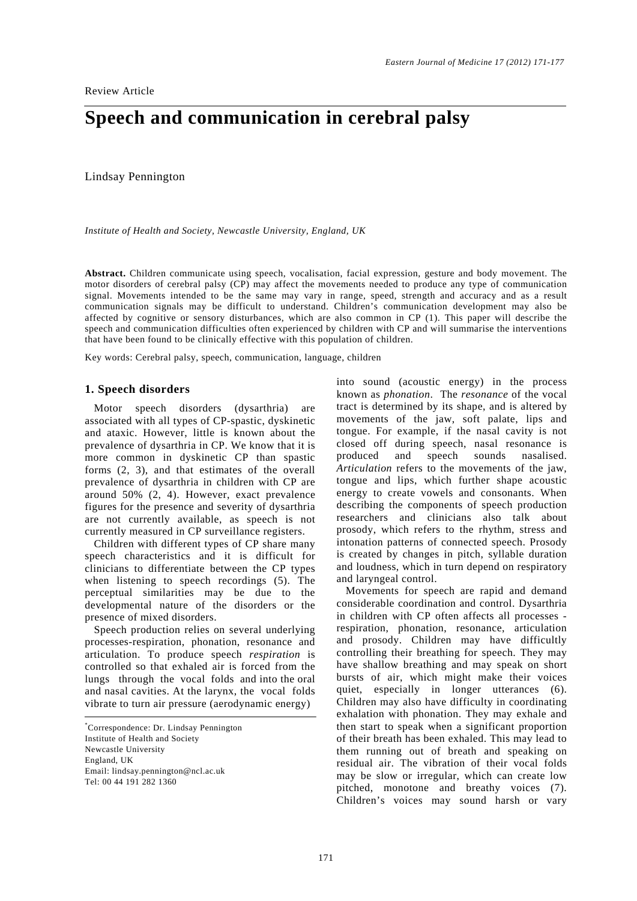Review Article

# Speech and communication in cerebral palsy

Lindsay Pennington

*Institute of Health and Society, Newcastle University, England, UK*

**Abstract.** Children communicate using speech, vocalisation, facial expression, gesture and body movement. The motor disorders of cerebral palsy (CP) may affect the movements needed to produce any type of communication signal. Movements intended to be the same may vary in range, speed, strength and accuracy and as a result communication signals may be difficult to understand. Children's communication development may also be affected by cognitive or sensory disturbances, which are also common in CP (1). This paper will describe the speech and communication difficulties often experienced by children with CP and will summarise the interventions that have been found to be clinically effective with this population of children.

Key words: Cerebral palsy, speech, communication, language, children

## 1. Speech disorders

Motor speech disorders (dysarthria) are associated with all types of CP-spastic, dyskinetic and ataxic. However, little is known about the prevalence of dysarthria in CP. We know that it is more common in dyskinetic CP than spastic forms (2, 3), and that estimates of the overall prevalence of dysarthria in children with CP are around 50% (2, 4). However, exact prevalence figures for the presence and severity of dysarthria are not currently available, as speech is not currently measured in CP surveillance registers.

Children with different types of CP share many speech characteristics and it is difficult for clinicians to differentiate between the CP types when listening to speech recordings (5). The perceptual similarities may be due to the developmental nature of the disorders or the presence of mixed disorders.

Speech production relies on several underlying processes-respiration, phonation, resonance and articulation. To produce speech *respiration* is controlled so that exhaled air is forced from the lungs through the vocal folds and into the oral and nasal cavities. At the larynx, the vocal folds vibrate to turn air pressure (aerodynamic energy) into sound (acoustic energy) in the process known as *phonation*. The *resonance* of the vocal tract is determined by its shape, and is altered by movements of the jaw, soft palate, lips and tongue. For example, if the nasal cavity is not closed off during speech, nasal resonance is produced and speech sounds nasalised. *Articulation* refers to the movements of the jaw, tongue and lips, which further shape acoustic energy to create vowels and consonants. When describing the components of speech production researchers and clinicians also talk about prosody, which refers to the rhythm, stress and intonation patterns of connected speech. Prosody is created by changes in pitch, syllable duration and loudness, which in turn depend on respiratory and laryngeal control.

Movements for speech are rapid and demand considerable coordination and control. Dysarthria in children with CP often affects all processes - respiration, phonation, resonance, articulation and prosody. Children may have difficultly controlling their breathing for speech. They may have shallow breathing and may speak on short bursts of air, which might make their voices quiet, especially in longer utterances (6). Children may also have difficulty in coordinating exhalation with phonation. They may exhale and then start to speak when a significant proportion of their breath has been exhaled. This may lead to them running out of breath and speaking on residual air. The vibration of their vocal folds may be slow or irregular, which can create low pitched, monotone and breathy voices (7). Children's voices may sound harsh or vary

[*]Correspondence: Dr. Lindsay Pennington
Institute of Health and Society
Newcastle University
England, UK
Email: lindsay.pennington@ncl.ac.uk
Tel: 00 44 191 282 1360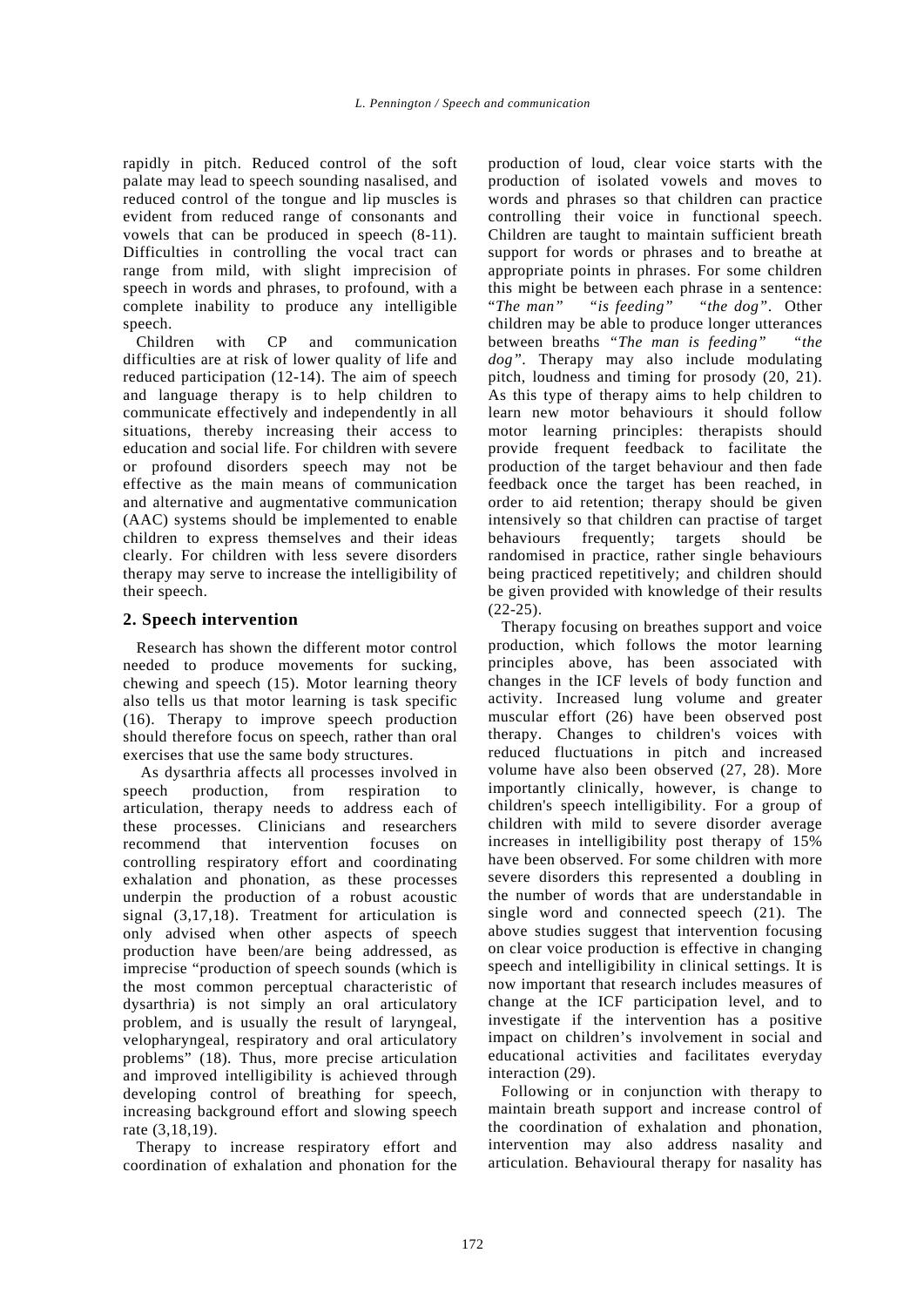rapidly in pitch. Reduced control of the soft palate may lead to speech sounding nasalised, and reduced control of the tongue and lip muscles is evident from reduced range of consonants and vowels that can be produced in speech (8-11). Difficulties in controlling the vocal tract can range from mild, with slight imprecision of speech in words and phrases, to profound, with a complete inability to produce any intelligible speech.

Children with CP and communication difficulties are at risk of lower quality of life and reduced participation (12-14). The aim of speech and language therapy is to help children to communicate effectively and independently in all situations, thereby increasing their access to education and social life. For children with severe or profound disorders speech may not be effective as the main means of communication and alternative and augmentative communication (AAC) systems should be implemented to enable children to express themselves and their ideas clearly. For children with less severe disorders therapy may serve to increase the intelligibility of their speech.

## 2. Speech intervention

Research has shown the different motor control needed to produce movements for sucking, chewing and speech (15). Motor learning theory also tells us that motor learning is task specific (16). Therapy to improve speech production should therefore focus on speech, rather than oral exercises that use the same body structures.

As dysarthria affects all processes involved in speech production, from respiration to articulation, therapy needs to address each of these processes. Clinicians and researchers recommend that intervention focuses on controlling respiratory effort and coordinating exhalation and phonation, as these processes underpin the production of a robust acoustic signal (3,17,18). Treatment for articulation is only advised when other aspects of speech production have been/are being addressed, as imprecise "production of speech sounds (which is the most common perceptual characteristic of dysarthria) is not simply an oral articulatory problem, and is usually the result of laryngeal, velopharyngeal, respiratory and oral articulatory problems" (18). Thus, more precise articulation and improved intelligibility is achieved through developing control of breathing for speech, increasing background effort and slowing speech rate (3,18,19).

Therapy to increase respiratory effort and coordination of exhalation and phonation for the production of loud, clear voice starts with the production of isolated vowels and moves to words and phrases so that children can practice controlling their voice in functional speech. Children are taught to maintain sufficient breath support for words or phrases and to breathe at appropriate points in phrases. For some children this might be between each phrase in a sentence: "*The man*" "*is feeding*" "*the dog*". Other children may be able to produce longer utterances between breaths "*The man is feeding*" "*the dog*". Therapy may also include modulating pitch, loudness and timing for prosody (20, 21). As this type of therapy aims to help children to learn new motor behaviours it should follow motor learning principles: therapists should provide frequent feedback to facilitate the production of the target behaviour and then fade feedback once the target has been reached, in order to aid retention; therapy should be given intensively so that children can practise of target behaviours frequently; targets should be randomised in practice, rather single behaviours being practiced repetitively; and children should be given provided with knowledge of their results (22-25).

Therapy focusing on breathes support and voice production, which follows the motor learning principles above, has been associated with changes in the ICF levels of body function and activity. Increased lung volume and greater muscular effort (26) have been observed post therapy. Changes to children's voices with reduced fluctuations in pitch and increased volume have also been observed (27, 28). More importantly clinically, however, is change to children's speech intelligibility. For a group of children with mild to severe disorder average increases in intelligibility post therapy of 15% have been observed. For some children with more severe disorders this represented a doubling in the number of words that are understandable in single word and connected speech (21). The above studies suggest that intervention focusing on clear voice production is effective in changing speech and intelligibility in clinical settings. It is now important that research includes measures of change at the ICF participation level, and to investigate if the intervention has a positive impact on children's involvement in social and educational activities and facilitates everyday interaction (29).

Following or in conjunction with therapy to maintain breath support and increase control of the coordination of exhalation and phonation, intervention may also address nasality and articulation. Behavioural therapy for nasality has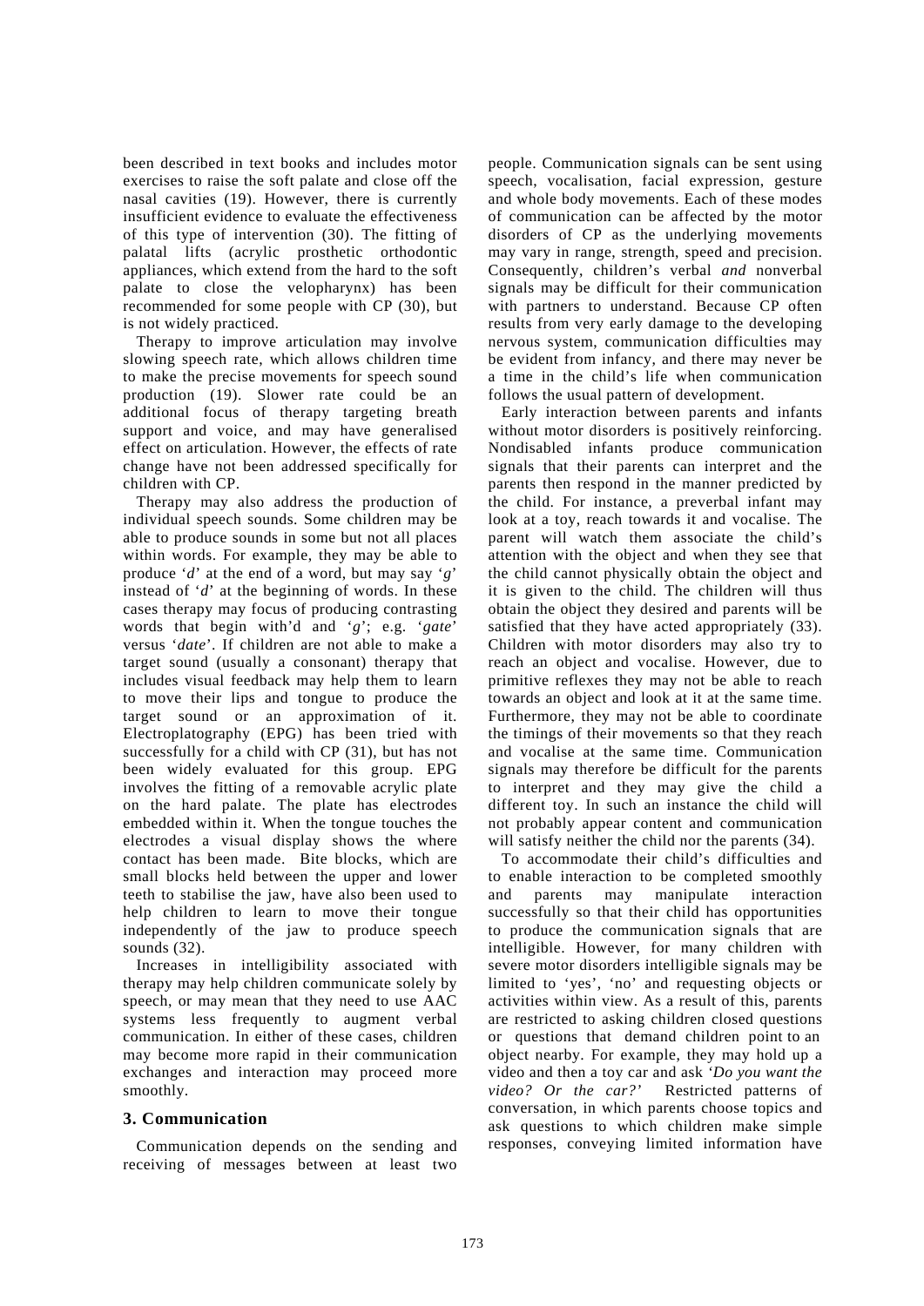been described in text books and includes motor exercises to raise the soft palate and close off the nasal cavities (19). However, there is currently insufficient evidence to evaluate the effectiveness of this type of intervention (30). The fitting of palatal lifts (acrylic prosthetic orthodontic appliances, which extend from the hard to the soft palate to close the velopharynx) has been recommended for some people with CP (30), but is not widely practiced.

Therapy to improve articulation may involve slowing speech rate, which allows children time to make the precise movements for speech sound production (19). Slower rate could be an additional focus of therapy targeting breath support and voice, and may have generalised effect on articulation. However, the effects of rate change have not been addressed specifically for children with CP.

Therapy may also address the production of individual speech sounds. Some children may be able to produce sounds in some but not all places within words. For example, they may be able to produce '*d*' at the end of a word, but may say '*g*' instead of '*d*' at the beginning of words. In these cases therapy may focus of producing contrasting words that begin with'd and '*g*'; e.g. '*gate*' versus '*date*'. If children are not able to make a target sound (usually a consonant) therapy that includes visual feedback may help them to learn to move their lips and tongue to produce the target sound or an approximation of it. Electroplatography (EPG) has been tried with successfully for a child with CP (31), but has not been widely evaluated for this group. EPG involves the fitting of a removable acrylic plate on the hard palate. The plate has electrodes embedded within it. When the tongue touches the electrodes a visual display shows the where contact has been made. Bite blocks, which are small blocks held between the upper and lower teeth to stabilise the jaw, have also been used to help children to learn to move their tongue independently of the jaw to produce speech sounds (32).

Increases in intelligibility associated with therapy may help children communicate solely by speech, or may mean that they need to use AAC systems less frequently to augment verbal communication. In either of these cases, children may become more rapid in their communication exchanges and interaction may proceed more smoothly.

## 3. Communication

Communication depends on the sending and receiving of messages between at least two people. Communication signals can be sent using speech, vocalisation, facial expression, gesture and whole body movements. Each of these modes of communication can be affected by the motor disorders of CP as the underlying movements may vary in range, strength, speed and precision. Consequently, children's verbal *and* nonverbal signals may be difficult for their communication with partners to understand. Because CP often results from very early damage to the developing nervous system, communication difficulties may be evident from infancy, and there may never be a time in the child's life when communication follows the usual pattern of development.

Early interaction between parents and infants without motor disorders is positively reinforcing. Nondisabled infants produce communication signals that their parents can interpret and the parents then respond in the manner predicted by the child. For instance, a preverbal infant may look at a toy, reach towards it and vocalise. The parent will watch them associate the child's attention with the object and when they see that the child cannot physically obtain the object and it is given to the child. The children will thus obtain the object they desired and parents will be satisfied that they have acted appropriately (33). Children with motor disorders may also try to reach an object and vocalise. However, due to primitive reflexes they may not be able to reach towards an object and look at it at the same time. Furthermore, they may not be able to coordinate the timings of their movements so that they reach and vocalise at the same time. Communication signals may therefore be difficult for the parents to interpret and they may give the child a different toy. In such an instance the child will not probably appear content and communication will satisfy neither the child nor the parents (34).

To accommodate their child's difficulties and to enable interaction to be completed smoothly and parents may manipulate interaction successfully so that their child has opportunities to produce the communication signals that are intelligible. However, for many children with severe motor disorders intelligible signals may be limited to 'yes', 'no' and requesting objects or activities within view. As a result of this, parents are restricted to asking children closed questions or questions that demand children point to an object nearby. For example, they may hold up a video and then a toy car and ask '*Do you want the video? Or the car?*' Restricted patterns of conversation, in which parents choose topics and ask questions to which children make simple responses, conveying limited information have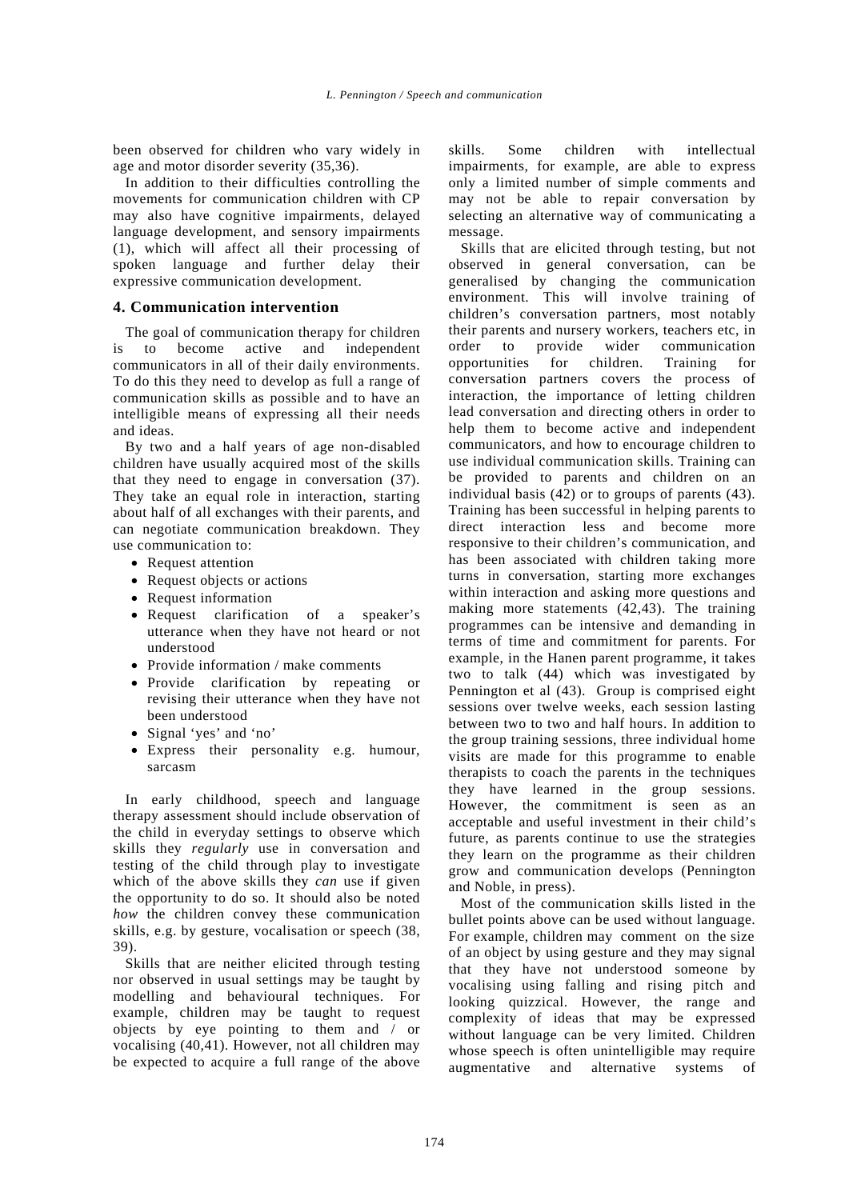been observed for children who vary widely in age and motor disorder severity (35,36).

In addition to their difficulties controlling the movements for communication children with CP may also have cognitive impairments, delayed language development, and sensory impairments (1), which will affect all their processing of spoken language and further delay their expressive communication development.

## 4. Communication intervention

The goal of communication therapy for children is to become active and independent communicators in all of their daily environments. To do this they need to develop as full a range of communication skills as possible and to have an intelligible means of expressing all their needs and ideas.

By two and a half years of age non-disabled children have usually acquired most of the skills that they need to engage in conversation (37). They take an equal role in interaction, starting about half of all exchanges with their parents, and can negotiate communication breakdown. They use communication to:

- Request attention
- Request objects or actions
- Request information
- Request clarification of a speaker's utterance when they have not heard or not understood
- Provide information / make comments
- Provide clarification by repeating or revising their utterance when they have not been understood
- Signal 'yes' and 'no'
- Express their personality e.g. humour, sarcasm

In early childhood, speech and language therapy assessment should include observation of the child in everyday settings to observe which skills they *regularly* use in conversation and testing of the child through play to investigate which of the above skills they *can* use if given the opportunity to do so. It should also be noted *how* the children convey these communication skills, e.g. by gesture, vocalisation or speech (38, 39).

Skills that are neither elicited through testing nor observed in usual settings may be taught by modelling and behavioural techniques. For example, children may be taught to request objects by eye pointing to them and / or vocalising (40,41). However, not all children may be expected to acquire a full range of the above skills. Some children with intellectual impairments, for example, are able to express only a limited number of simple comments and may not be able to repair conversation by selecting an alternative way of communicating a message.

Skills that are elicited through testing, but not observed in general conversation, can be generalised by changing the communication environment. This will involve training of children's conversation partners, most notably their parents and nursery workers, teachers etc, in order to provide wider communication opportunities for children. Training for conversation partners covers the process of interaction, the importance of letting children lead conversation and directing others in order to help them to become active and independent communicators, and how to encourage children to use individual communication skills. Training can be provided to parents and children on an individual basis (42) or to groups of parents (43). Training has been successful in helping parents to direct interaction less and become more responsive to their children's communication, and has been associated with children taking more turns in conversation, starting more exchanges within interaction and asking more questions and making more statements (42,43). The training programmes can be intensive and demanding in terms of time and commitment for parents. For example, in the Hanen parent programme, it takes two to talk (44) which was investigated by Pennington et al (43). Group is comprised eight sessions over twelve weeks, each session lasting between two to two and half hours. In addition to the group training sessions, three individual home visits are made for this programme to enable therapists to coach the parents in the techniques they have learned in the group sessions. However, the commitment is seen as an acceptable and useful investment in their child's future, as parents continue to use the strategies they learn on the programme as their children grow and communication develops (Pennington and Noble, in press).

Most of the communication skills listed in the bullet points above can be used without language. For example, children may comment on the size of an object by using gesture and they may signal that they have not understood someone by vocalising using falling and rising pitch and looking quizzical. However, the range and complexity of ideas that may be expressed without language can be very limited. Children whose speech is often unintelligible may require augmentative and alternative systems of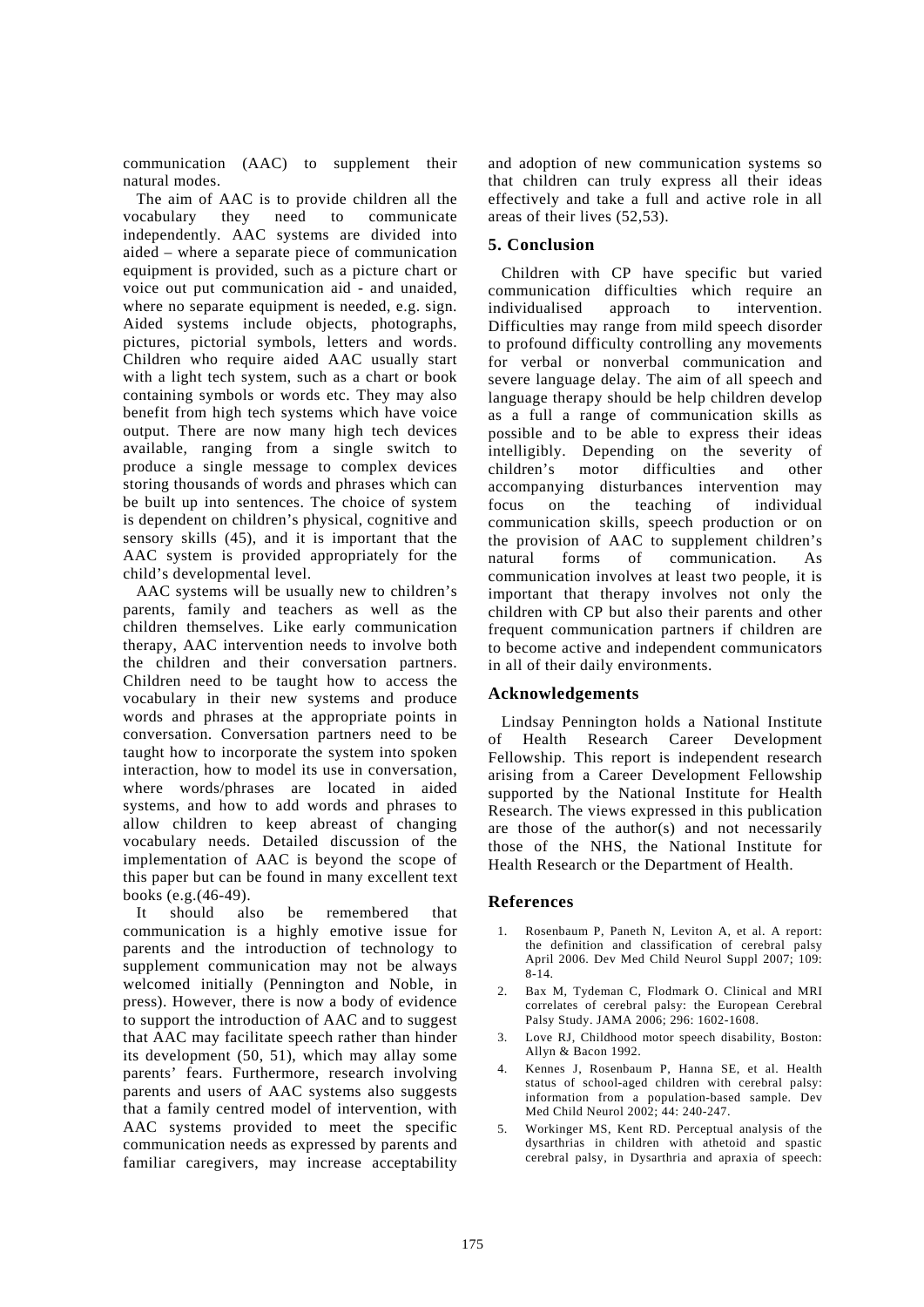communication (AAC) to supplement their natural modes.

The aim of AAC is to provide children all the vocabulary they need to communicate independently. AAC systems are divided into aided – where a separate piece of communication equipment is provided, such as a picture chart or voice out put communication aid - and unaided, where no separate equipment is needed, e.g. sign. Aided systems include objects, photographs, pictures, pictorial symbols, letters and words. Children who require aided AAC usually start with a light tech system, such as a chart or book containing symbols or words etc. They may also benefit from high tech systems which have voice output. There are now many high tech devices available, ranging from a single switch to produce a single message to complex devices storing thousands of words and phrases which can be built up into sentences. The choice of system is dependent on children's physical, cognitive and sensory skills (45), and it is important that the AAC system is provided appropriately for the child's developmental level.

AAC systems will be usually new to children's parents, family and teachers as well as the children themselves. Like early communication therapy, AAC intervention needs to involve both the children and their conversation partners. Children need to be taught how to access the vocabulary in their new systems and produce words and phrases at the appropriate points in conversation. Conversation partners need to be taught how to incorporate the system into spoken interaction, how to model its use in conversation, where words/phrases are located in aided systems, and how to add words and phrases to allow children to keep abreast of changing vocabulary needs. Detailed discussion of the implementation of AAC is beyond the scope of this paper but can be found in many excellent text books (e.g.(46-49).

It should also be remembered that communication is a highly emotive issue for parents and the introduction of technology to supplement communication may not be always welcomed initially (Pennington and Noble, in press). However, there is now a body of evidence to support the introduction of AAC and to suggest that AAC may facilitate speech rather than hinder its development (50, 51), which may allay some parents' fears. Furthermore, research involving parents and users of AAC systems also suggests that a family centred model of intervention, with AAC systems provided to meet the specific communication needs as expressed by parents and familiar caregivers, may increase acceptability and adoption of new communication systems so that children can truly express all their ideas effectively and take a full and active role in all areas of their lives (52,53).

## 5. Conclusion

Children with CP have specific but varied communication difficulties which require an individualised approach to intervention. Difficulties may range from mild speech disorder to profound difficulty controlling any movements for verbal or nonverbal communication and severe language delay. The aim of all speech and language therapy should be help children develop as a full a range of communication skills as possible and to be able to express their ideas intelligibly. Depending on the severity of children's motor difficulties and other accompanying disturbances intervention may focus on the teaching of individual communication skills, speech production or on the provision of AAC to supplement children's natural forms of communication. As communication involves at least two people, it is important that therapy involves not only the children with CP but also their parents and other frequent communication partners if children are to become active and independent communicators in all of their daily environments.

## Acknowledgements

Lindsay Pennington holds a National Institute of Health Research Career Development Fellowship. This report is independent research arising from a Career Development Fellowship supported by the National Institute for Health Research. The views expressed in this publication are those of the author(s) and not necessarily those of the NHS, the National Institute for Health Research or the Department of Health.

## References

1. Rosenbaum P, Paneth N, Leviton A, et al. A report: the definition and classification of cerebral palsy April 2006. Dev Med Child Neurol Suppl 2007; 109: 8-14.
2. Bax M, Tydeman C, Flodmark O. Clinical and MRI correlates of cerebral palsy: the European Cerebral Palsy Study. JAMA 2006; 296: 1602-1608.
3. Love RJ, Childhood motor speech disability, Boston: Allyn & Bacon 1992.
4. Kennes J, Rosenbaum P, Hanna SE, et al. Health status of school-aged children with cerebral palsy: information from a population-based sample. Dev Med Child Neurol 2002; 44: 240-247.
5. Workinger MS, Kent RD. Perceptual analysis of the dysarthrias in children with athetoid and spastic cerebral palsy, in Dysarthria and apraxia of speech: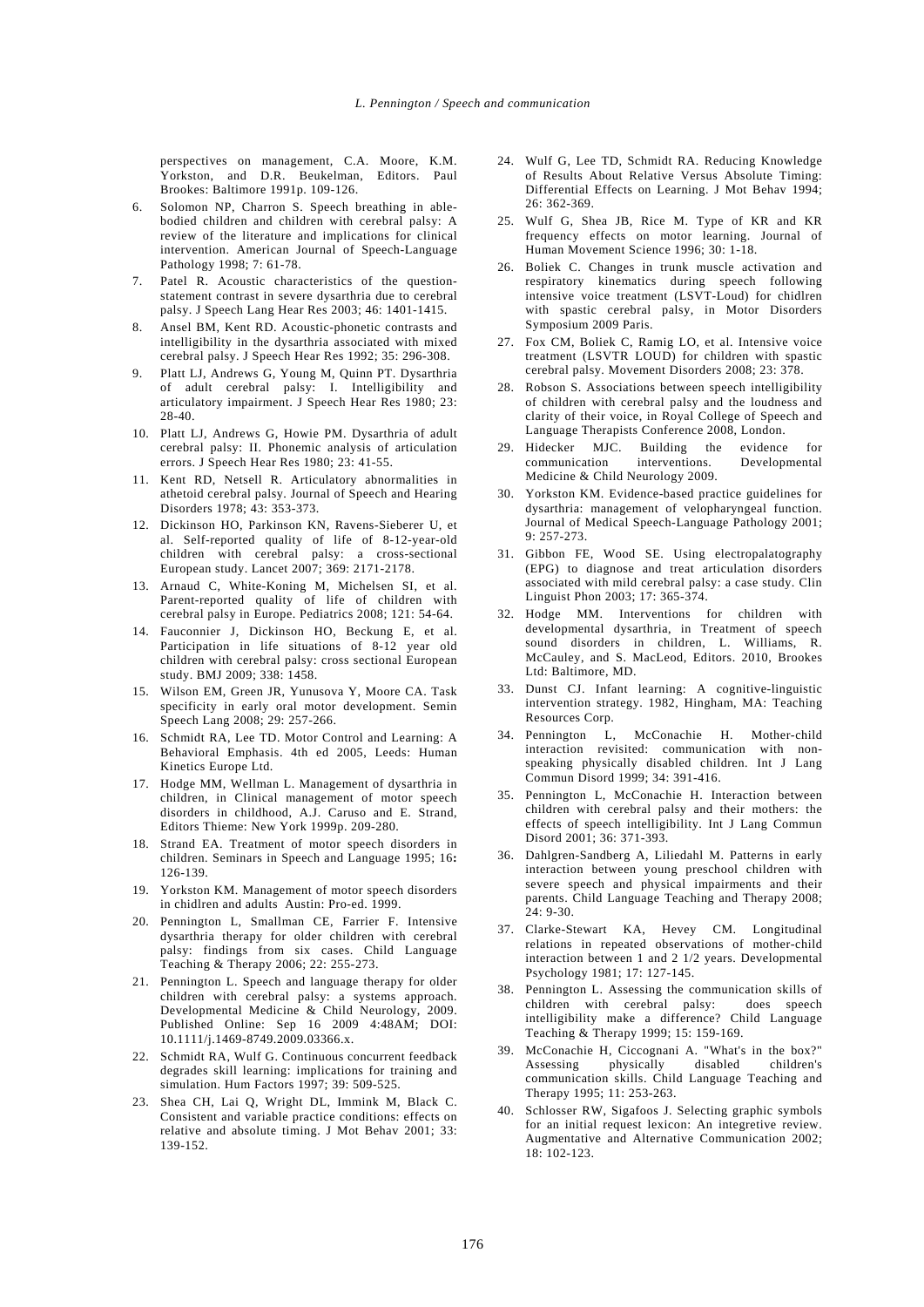perspectives on management, C.A. Moore, K.M. Yorkston, and D.R. Beukelman, Editors. Paul Brookes: Baltimore 1991p. 109-126.

6. Solomon NP, Charron S. Speech breathing in able-bodied children and children with cerebral palsy: A review of the literature and implications for clinical intervention. American Journal of Speech-Language Pathology 1998; 7: 61-78.
7. Patel R. Acoustic characteristics of the question-statement contrast in severe dysarthria due to cerebral palsy. J Speech Lang Hear Res 2003; 46: 1401-1415.
8. Ansel BM, Kent RD. Acoustic-phonetic contrasts and intelligibility in the dysarthria associated with mixed cerebral palsy. J Speech Hear Res 1992; 35: 296-308.
9. Platt LJ, Andrews G, Young M, Quinn PT. Dysarthria of adult cerebral palsy: I. Intelligibility and articulatory impairment. J Speech Hear Res 1980; 23: 28-40.
10. Platt LJ, Andrews G, Howie PM. Dysarthria of adult cerebral palsy: II. Phonemic analysis of articulation errors. J Speech Hear Res 1980; 23: 41-55.
11. Kent RD, Netsell R. Articulatory abnormalities in athetoid cerebral palsy. Journal of Speech and Hearing Disorders 1978; 43: 353-373.
12. Dickinson HO, Parkinson KN, Ravens-Sieberer U, et al. Self-reported quality of life of 8-12-year-old children with cerebral palsy: a cross-sectional European study. Lancet 2007; 369: 2171-2178.
13. Arnaud C, White-Koning M, Michelsen SI, et al. Parent-reported quality of life of children with cerebral palsy in Europe. Pediatrics 2008; 121: 54-64.
14. Fauconnier J, Dickinson HO, Beckung E, et al. Participation in life situations of 8-12 year old children with cerebral palsy: cross sectional European study. BMJ 2009; 338: 1458.
15. Wilson EM, Green JR, Yunusova Y, Moore CA. Task specificity in early oral motor development. Semin Speech Lang 2008; 29: 257-266.
16. Schmidt RA, Lee TD. Motor Control and Learning: A Behavioral Emphasis. 4th ed 2005, Leeds: Human Kinetics Europe Ltd.
17. Hodge MM, Wellman L. Management of dysarthria in children, in Clinical management of motor speech disorders in childhood, A.J. Caruso and E. Strand, Editors Thieme: New York 1999p. 209-280.
18. Strand EA. Treatment of motor speech disorders in children. Seminars in Speech and Language 1995; 16: 126-139.
19. Yorkston KM. Management of motor speech disorders in chidlren and adults Austin: Pro-ed. 1999.
20. Pennington L, Smallman CE, Farrier F. Intensive dysarthria therapy for older children with cerebral palsy: findings from six cases. Child Language Teaching & Therapy 2006; 22: 255-273.
21. Pennington L. Speech and language therapy for older children with cerebral palsy: a systems approach. Developmental Medicine & Child Neurology, 2009. Published Online: Sep 16 2009 4:48AM; DOI: 10.1111/j.1469-8749.2009.03366.x.
22. Schmidt RA, Wulf G. Continuous concurrent feedback degrades skill learning: implications for training and simulation. Hum Factors 1997; 39: 509-525.
23. Shea CH, Lai Q, Wright DL, Immink M, Black C. Consistent and variable practice conditions: effects on relative and absolute timing. J Mot Behav 2001; 33: 139-152.
24. Wulf G, Lee TD, Schmidt RA. Reducing Knowledge of Results About Relative Versus Absolute Timing: Differential Effects on Learning. J Mot Behav 1994; 26: 362-369.
25. Wulf G, Shea JB, Rice M. Type of KR and KR frequency effects on motor learning. Journal of Human Movement Science 1996; 30: 1-18.
26. Boliek C. Changes in trunk muscle activation and respiratory kinematics during speech following intensive voice treatment (LSVT-Loud) for chidlren with spastic cerebral palsy, in Motor Disorders Symposium 2009 Paris.
27. Fox CM, Boliek C, Ramig LO, et al. Intensive voice treatment (LSVTR LOUD) for children with spastic cerebral palsy. Movement Disorders 2008; 23: 378.
28. Robson S. Associations between speech intelligibility of children with cerebral palsy and the loudness and clarity of their voice, in Royal College of Speech and Language Therapists Conference 2008, London.
29. Hidecker MJC. Building the evidence for communication interventions. Developmental Medicine & Child Neurology 2009.
30. Yorkston KM. Evidence-based practice guidelines for dysarthria: management of velopharyngeal function. Journal of Medical Speech-Language Pathology 2001; 9: 257-273.
31. Gibbon FE, Wood SE. Using electropalatography (EPG) to diagnose and treat articulation disorders associated with mild cerebral palsy: a case study. Clin Linguist Phon 2003; 17: 365-374.
32. Hodge MM. Interventions for children with developmental dysarthria, in Treatment of speech sound disorders in children, L. Williams, R. McCauley, and S. MacLeod, Editors. 2010, Brookes Ltd: Baltimore, MD.
33. Dunst CJ. Infant learning: A cognitive-linguistic intervention strategy. 1982, Hingham, MA: Teaching Resources Corp.
34. Pennington L, McConachie H. Mother-child interaction revisited: communication with non-speaking physically disabled children. Int J Lang Commun Disord 1999; 34: 391-416.
35. Pennington L, McConachie H. Interaction between children with cerebral palsy and their mothers: the effects of speech intelligibility. Int J Lang Commun Disord 2001; 36: 371-393.
36. Dahlgren-Sandberg A, Liliedahl M. Patterns in early interaction between young preschool children with severe speech and physical impairments and their parents. Child Language Teaching and Therapy 2008; 24: 9-30.
37. Clarke-Stewart KA, Hevey CM. Longitudinal relations in repeated observations of mother-child interaction between 1 and 2 1/2 years. Developmental Psychology 1981; 17: 127-145.
38. Pennington L. Assessing the communication skills of children with cerebral palsy: does speech intelligibility make a difference? Child Language Teaching & Therapy 1999; 15: 159-169.
39. McConachie H, Ciccognani A. "What's in the box?" Assessing physically disabled children's communication skills. Child Language Teaching and Therapy 1995; 11: 253-263.
40. Schlosser RW, Sigafoos J. Selecting graphic symbols for an initial request lexicon: An integretive review. Augmentative and Alternative Communication 2002; 18: 102-123.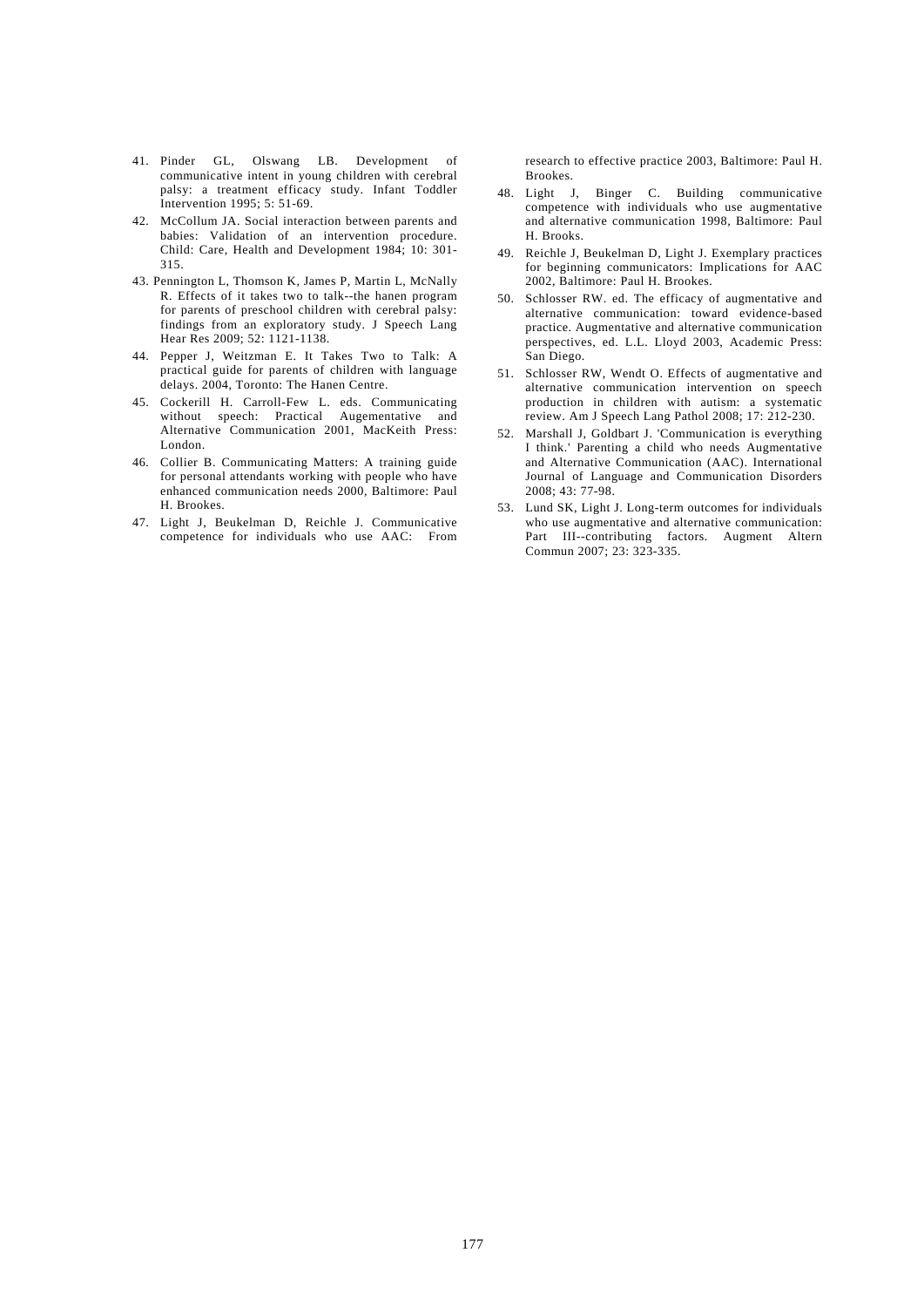41. Pinder GL, Olswang LB. Development of communicative intent in young children with cerebral palsy: a treatment efficacy study. Infant Toddler Intervention 1995; 5: 51-69.
42. McCollum JA. Social interaction between parents and babies: Validation of an intervention procedure. Child: Care, Health and Development 1984; 10: 301-315.
43. Pennington L, Thomson K, James P, Martin L, McNally R. Effects of it takes two to talk--the hanen program for parents of preschool children with cerebral palsy: findings from an exploratory study. J Speech Lang Hear Res 2009; 52: 1121-1138.
44. Pepper J, Weitzman E. It Takes Two to Talk: A practical guide for parents of children with language delays. 2004, Toronto: The Hanen Centre.
45. Cockerill H. Carroll-Few L. eds. Communicating without speech: Practical Augementative and Alternative Communication 2001, MacKeith Press: London.
46. Collier B. Communicating Matters: A training guide for personal attendants working with people who have enhanced communication needs 2000, Baltimore: Paul H. Brookes.
47. Light J, Beukelman D, Reichle J. Communicative competence for individuals who use AAC: From research to effective practice 2003, Baltimore: Paul H. Brookes.
48. Light J, Binger C. Building communicative competence with individuals who use augmentative and alternative communication 1998, Baltimore: Paul H. Brooks.
49. Reichle J, Beukelman D, Light J. Exemplary practices for beginning communicators: Implications for AAC 2002, Baltimore: Paul H. Brookes.
50. Schlosser RW. ed. The efficacy of augmentative and alternative communication: toward evidence-based practice. Augmentative and alternative communication perspectives, ed. L.L. Lloyd 2003, Academic Press: San Diego.
51. Schlosser RW, Wendt O. Effects of augmentative and alternative communication intervention on speech production in children with autism: a systematic review. Am J Speech Lang Pathol 2008; 17: 212-230.
52. Marshall J, Goldbart J. 'Communication is everything I think.' Parenting a child who needs Augmentative and Alternative Communication (AAC). International Journal of Language and Communication Disorders 2008; 43: 77-98.
53. Lund SK, Light J. Long-term outcomes for individuals who use augmentative and alternative communication: Part III--contributing factors. Augment Altern Commun 2007; 23: 323-335.